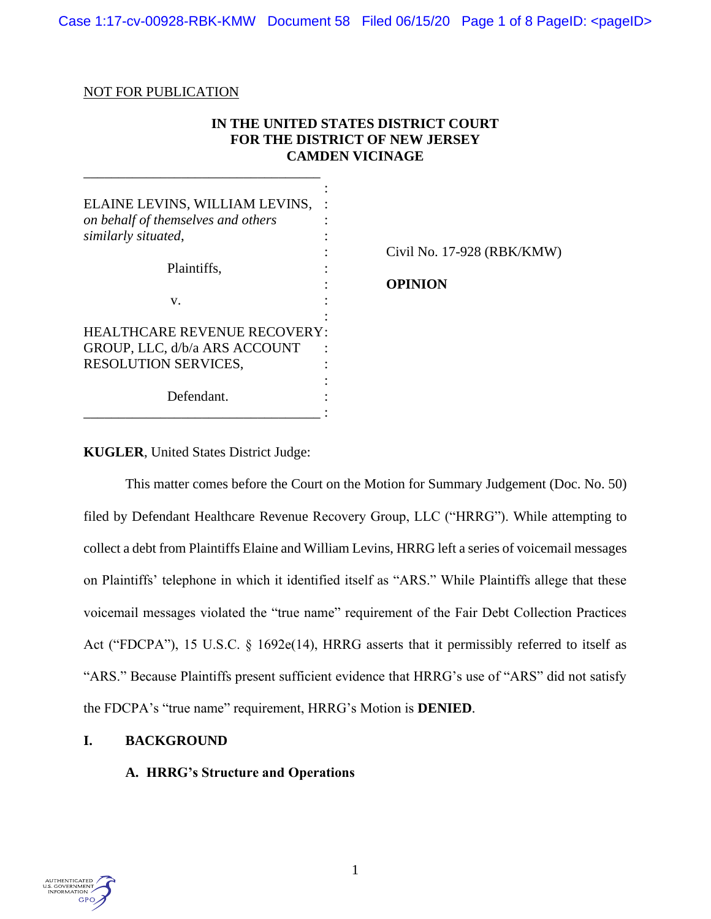NOT FOR PUBLICATION

**IN THE UNITED STATES DISTRICT COURT**
**FOR THE DISTRICT OF NEW JERSEY**
**CAMDEN VICINAGE**

| | |
|---|---|
| ELAINE LEVINS, WILLIAM LEVINS, *on behalf of themselves and others similarly situated,*<br><br>Plaintiffs,<br><br>v.<br><br>HEALTHCARE REVENUE RECOVERY GROUP, LLC, d/b/a ARS ACCOUNT RESOLUTION SERVICES,<br><br>Defendant. | Civil No. 17-928 (RBK/KMW)<br><br>**OPINION** |

**KUGLER**, United States District Judge:

This matter comes before the Court on the Motion for Summary Judgement (Doc. No. 50) filed by Defendant Healthcare Revenue Recovery Group, LLC ("HRRG"). While attempting to collect a debt from Plaintiffs Elaine and William Levins, HRRG left a series of voicemail messages on Plaintiffs' telephone in which it identified itself as "ARS." While Plaintiffs allege that these voicemail messages violated the "true name" requirement of the Fair Debt Collection Practices Act ("FDCPA"), 15 U.S.C. § 1692e(14), HRRG asserts that it permissibly referred to itself as "ARS." Because Plaintiffs present sufficient evidence that HRRG's use of "ARS" did not satisfy the FDCPA's "true name" requirement, HRRG's Motion is **DENIED**.

## I. BACKGROUND

### A. HRRG's Structure and Operations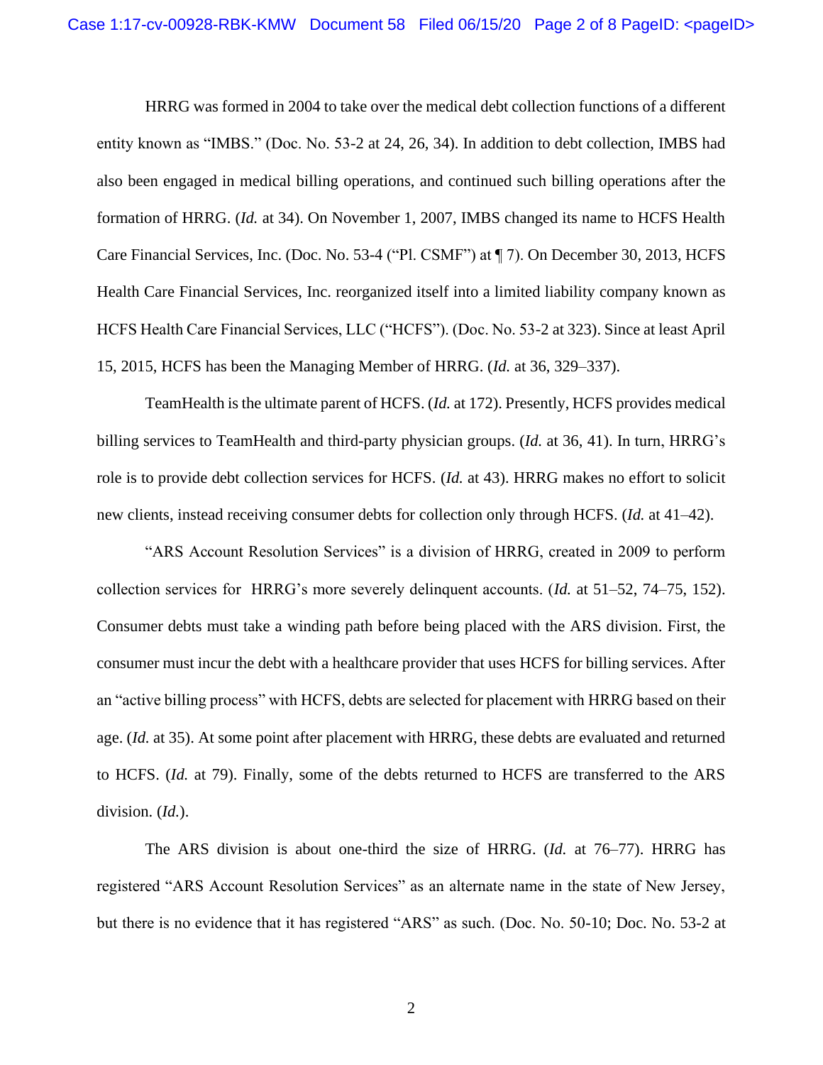HRRG was formed in 2004 to take over the medical debt collection functions of a different entity known as "IMBS." (Doc. No. 53-2 at 24, 26, 34). In addition to debt collection, IMBS had also been engaged in medical billing operations, and continued such billing operations after the formation of HRRG. (*Id.* at 34). On November 1, 2007, IMBS changed its name to HCFS Health Care Financial Services, Inc. (Doc. No. 53-4 ("Pl. CSMF") at ¶ 7). On December 30, 2013, HCFS Health Care Financial Services, Inc. reorganized itself into a limited liability company known as HCFS Health Care Financial Services, LLC ("HCFS"). (Doc. No. 53-2 at 323). Since at least April 15, 2015, HCFS has been the Managing Member of HRRG. (*Id.* at 36, 329–337).

TeamHealth is the ultimate parent of HCFS. (*Id.* at 172). Presently, HCFS provides medical billing services to TeamHealth and third-party physician groups. (*Id.* at 36, 41). In turn, HRRG's role is to provide debt collection services for HCFS. (*Id.* at 43). HRRG makes no effort to solicit new clients, instead receiving consumer debts for collection only through HCFS. (*Id.* at 41–42).

"ARS Account Resolution Services" is a division of HRRG, created in 2009 to perform collection services for HRRG's more severely delinquent accounts. (*Id.* at 51–52, 74–75, 152). Consumer debts must take a winding path before being placed with the ARS division. First, the consumer must incur the debt with a healthcare provider that uses HCFS for billing services. After an "active billing process" with HCFS, debts are selected for placement with HRRG based on their age. (*Id.* at 35). At some point after placement with HRRG, these debts are evaluated and returned to HCFS. (*Id.* at 79). Finally, some of the debts returned to HCFS are transferred to the ARS division. (*Id.*).

The ARS division is about one-third the size of HRRG. (*Id.* at 76–77). HRRG has registered "ARS Account Resolution Services" as an alternate name in the state of New Jersey, but there is no evidence that it has registered "ARS" as such. (Doc. No. 50-10; Doc. No. 53-2 at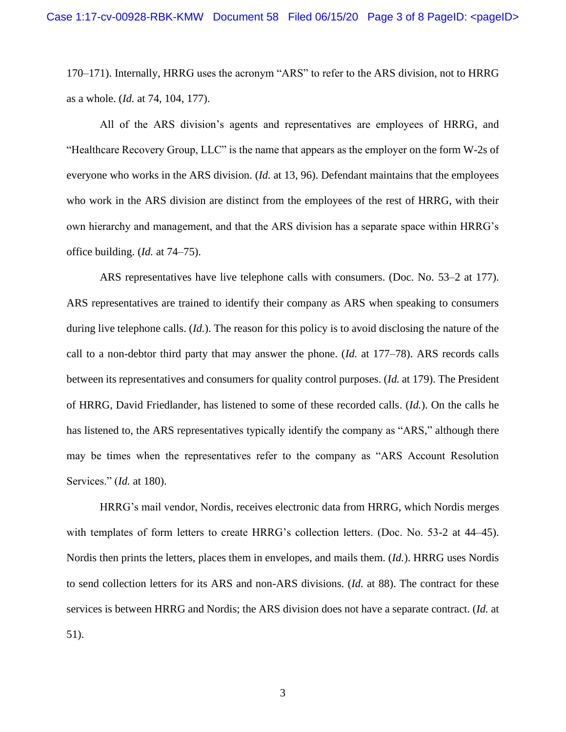170–171). Internally, HRRG uses the acronym "ARS" to refer to the ARS division, not to HRRG as a whole. (*Id.* at 74, 104, 177).

All of the ARS division's agents and representatives are employees of HRRG, and "Healthcare Recovery Group, LLC" is the name that appears as the employer on the form W-2s of everyone who works in the ARS division. (*Id.* at 13, 96). Defendant maintains that the employees who work in the ARS division are distinct from the employees of the rest of HRRG, with their own hierarchy and management, and that the ARS division has a separate space within HRRG's office building. (*Id.* at 74–75).

ARS representatives have live telephone calls with consumers. (Doc. No. 53–2 at 177). ARS representatives are trained to identify their company as ARS when speaking to consumers during live telephone calls. (*Id.*). The reason for this policy is to avoid disclosing the nature of the call to a non-debtor third party that may answer the phone. (*Id.* at 177–78). ARS records calls between its representatives and consumers for quality control purposes. (*Id.* at 179). The President of HRRG, David Friedlander, has listened to some of these recorded calls. (*Id.*). On the calls he has listened to, the ARS representatives typically identify the company as "ARS," although there may be times when the representatives refer to the company as "ARS Account Resolution Services." (*Id.* at 180).

HRRG's mail vendor, Nordis, receives electronic data from HRRG, which Nordis merges with templates of form letters to create HRRG's collection letters. (Doc. No. 53-2 at 44–45). Nordis then prints the letters, places them in envelopes, and mails them. (*Id.*). HRRG uses Nordis to send collection letters for its ARS and non-ARS divisions. (*Id.* at 88). The contract for these services is between HRRG and Nordis; the ARS division does not have a separate contract. (*Id.* at 51).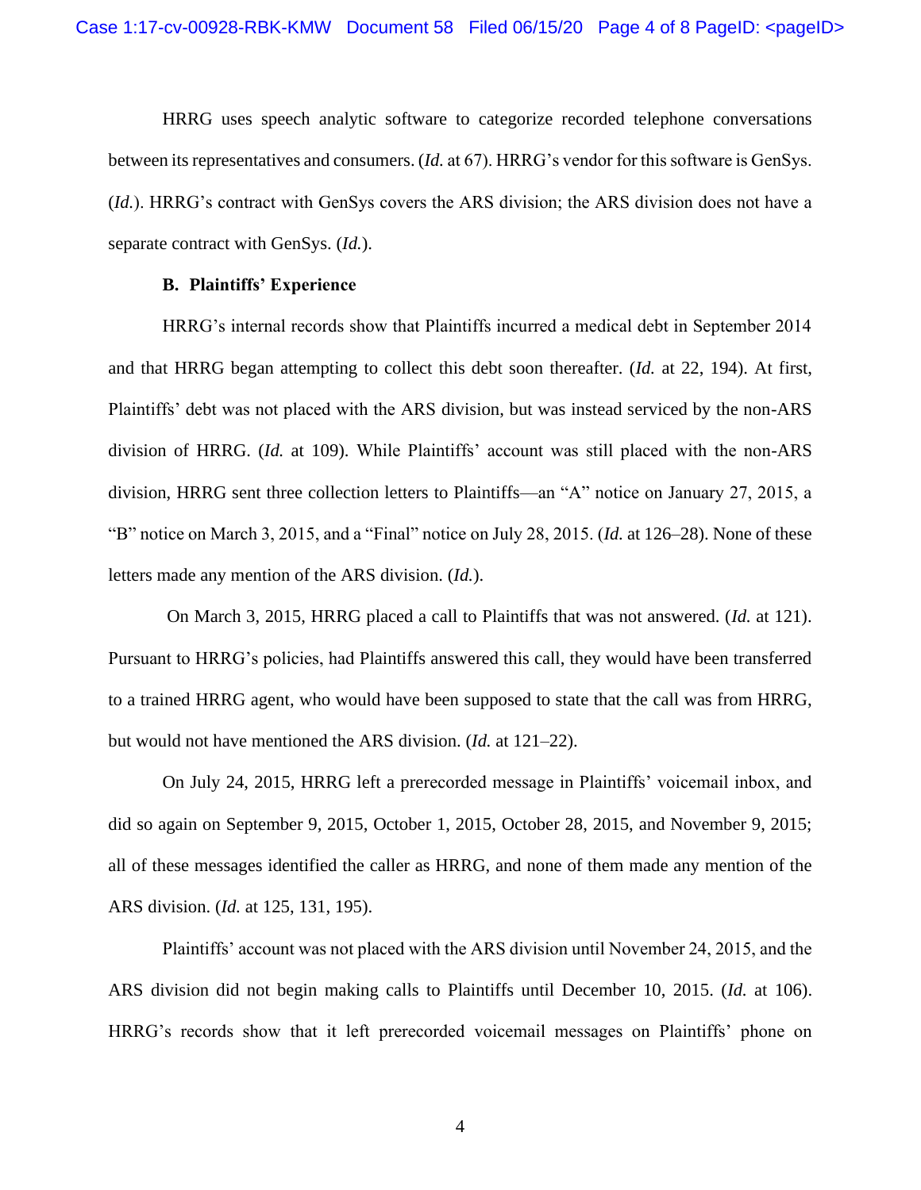HRRG uses speech analytic software to categorize recorded telephone conversations between its representatives and consumers. (*Id.* at 67). HRRG's vendor for this software is GenSys. (*Id.*). HRRG's contract with GenSys covers the ARS division; the ARS division does not have a separate contract with GenSys. (*Id.*).

**B. Plaintiffs' Experience**

HRRG's internal records show that Plaintiffs incurred a medical debt in September 2014 and that HRRG began attempting to collect this debt soon thereafter. (*Id.* at 22, 194). At first, Plaintiffs' debt was not placed with the ARS division, but was instead serviced by the non-ARS division of HRRG. (*Id.* at 109). While Plaintiffs' account was still placed with the non-ARS division, HRRG sent three collection letters to Plaintiffs—an "A" notice on January 27, 2015, a "B" notice on March 3, 2015, and a "Final" notice on July 28, 2015. (*Id.* at 126–28). None of these letters made any mention of the ARS division. (*Id.*).

On March 3, 2015, HRRG placed a call to Plaintiffs that was not answered. (*Id.* at 121). Pursuant to HRRG's policies, had Plaintiffs answered this call, they would have been transferred to a trained HRRG agent, who would have been supposed to state that the call was from HRRG, but would not have mentioned the ARS division. (*Id.* at 121–22).

On July 24, 2015, HRRG left a prerecorded message in Plaintiffs' voicemail inbox, and did so again on September 9, 2015, October 1, 2015, October 28, 2015, and November 9, 2015; all of these messages identified the caller as HRRG, and none of them made any mention of the ARS division. (*Id.* at 125, 131, 195).

Plaintiffs' account was not placed with the ARS division until November 24, 2015, and the ARS division did not begin making calls to Plaintiffs until December 10, 2015. (*Id.* at 106). HRRG's records show that it left prerecorded voicemail messages on Plaintiffs' phone on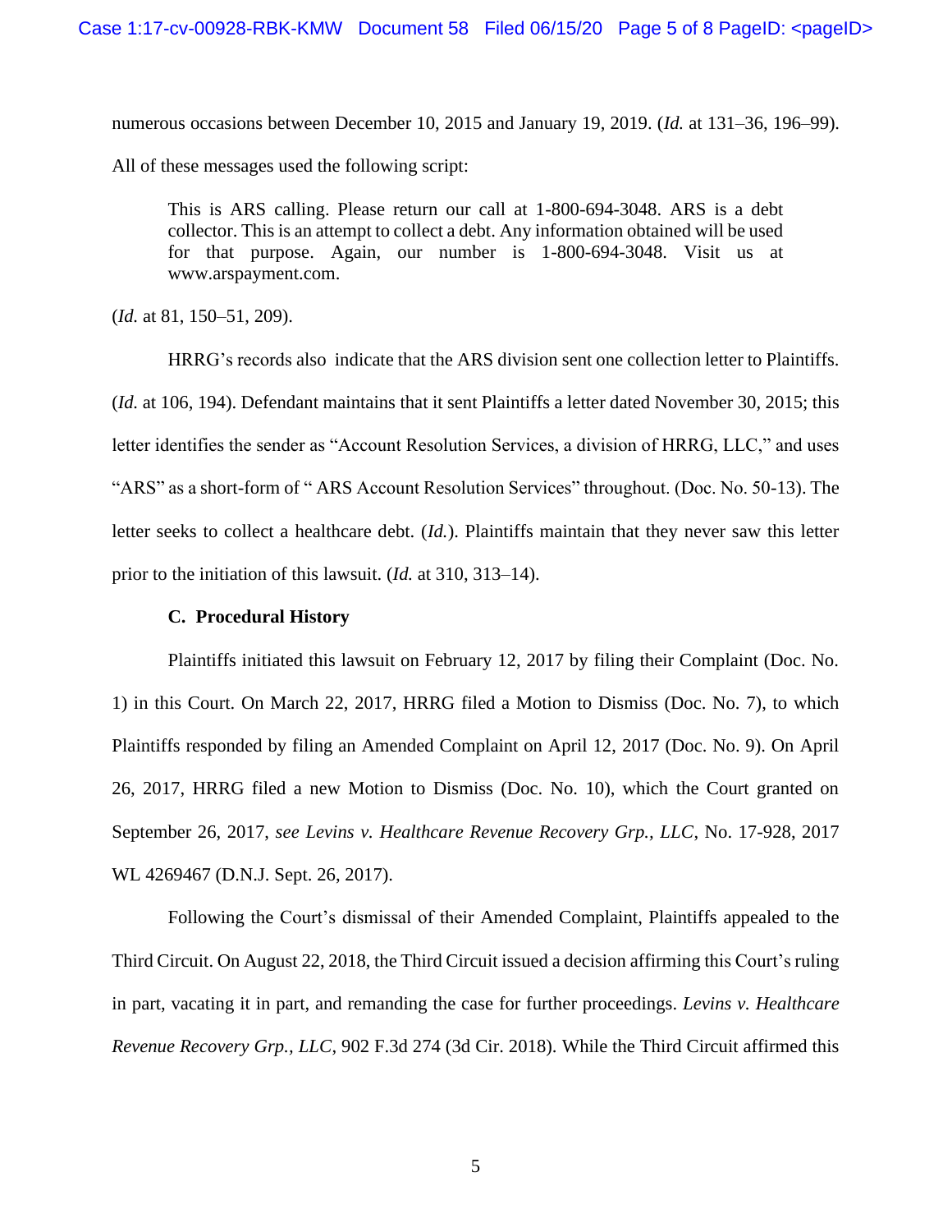numerous occasions between December 10, 2015 and January 19, 2019. (*Id.* at 131–36, 196–99). All of these messages used the following script:

> This is ARS calling. Please return our call at 1-800-694-3048. ARS is a debt collector. This is an attempt to collect a debt. Any information obtained will be used for that purpose. Again, our number is 1-800-694-3048. Visit us at www.arspayment.com.

(*Id.* at 81, 150–51, 209).

HRRG's records also indicate that the ARS division sent one collection letter to Plaintiffs. (*Id.* at 106, 194). Defendant maintains that it sent Plaintiffs a letter dated November 30, 2015; this letter identifies the sender as "Account Resolution Services, a division of HRRG, LLC," and uses "ARS" as a short-form of " ARS Account Resolution Services" throughout. (Doc. No. 50-13). The letter seeks to collect a healthcare debt. (*Id.*). Plaintiffs maintain that they never saw this letter prior to the initiation of this lawsuit. (*Id.* at 310, 313–14).

### C. Procedural History

Plaintiffs initiated this lawsuit on February 12, 2017 by filing their Complaint (Doc. No. 1) in this Court. On March 22, 2017, HRRG filed a Motion to Dismiss (Doc. No. 7), to which Plaintiffs responded by filing an Amended Complaint on April 12, 2017 (Doc. No. 9). On April 26, 2017, HRRG filed a new Motion to Dismiss (Doc. No. 10), which the Court granted on September 26, 2017, *see Levins v. Healthcare Revenue Recovery Grp., LLC*, No. 17-928, 2017 WL 4269467 (D.N.J. Sept. 26, 2017).

Following the Court's dismissal of their Amended Complaint, Plaintiffs appealed to the Third Circuit. On August 22, 2018, the Third Circuit issued a decision affirming this Court's ruling in part, vacating it in part, and remanding the case for further proceedings. *Levins v. Healthcare Revenue Recovery Grp., LLC*, 902 F.3d 274 (3d Cir. 2018). While the Third Circuit affirmed this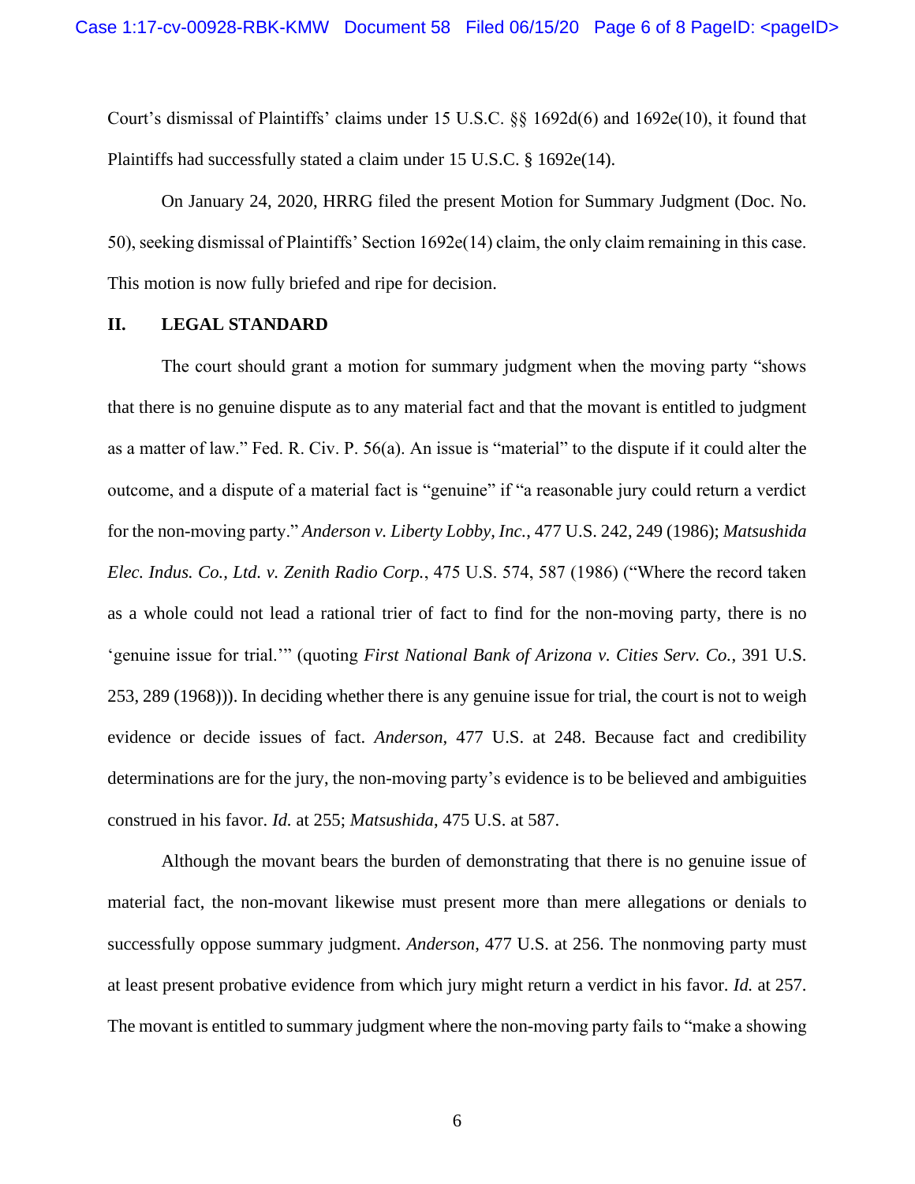Court's dismissal of Plaintiffs' claims under 15 U.S.C. §§ 1692d(6) and 1692e(10), it found that Plaintiffs had successfully stated a claim under 15 U.S.C. § 1692e(14).

On January 24, 2020, HRRG filed the present Motion for Summary Judgment (Doc. No. 50), seeking dismissal of Plaintiffs' Section 1692e(14) claim, the only claim remaining in this case. This motion is now fully briefed and ripe for decision.

## II. LEGAL STANDARD

The court should grant a motion for summary judgment when the moving party "shows that there is no genuine dispute as to any material fact and that the movant is entitled to judgment as a matter of law." Fed. R. Civ. P. 56(a). An issue is "material" to the dispute if it could alter the outcome, and a dispute of a material fact is "genuine" if "a reasonable jury could return a verdict for the non-moving party." *Anderson v. Liberty Lobby, Inc.*, 477 U.S. 242, 249 (1986); *Matsushida Elec. Indus. Co., Ltd. v. Zenith Radio Corp.*, 475 U.S. 574, 587 (1986) ("Where the record taken as a whole could not lead a rational trier of fact to find for the non-moving party, there is no 'genuine issue for trial.'" (quoting *First National Bank of Arizona v. Cities Serv. Co.*, 391 U.S. 253, 289 (1968))). In deciding whether there is any genuine issue for trial, the court is not to weigh evidence or decide issues of fact. *Anderson*, 477 U.S. at 248. Because fact and credibility determinations are for the jury, the non-moving party's evidence is to be believed and ambiguities construed in his favor. *Id.* at 255; *Matsushida*, 475 U.S. at 587.

Although the movant bears the burden of demonstrating that there is no genuine issue of material fact, the non-movant likewise must present more than mere allegations or denials to successfully oppose summary judgment. *Anderson*, 477 U.S. at 256. The nonmoving party must at least present probative evidence from which jury might return a verdict in his favor. *Id.* at 257. The movant is entitled to summary judgment where the non-moving party fails to "make a showing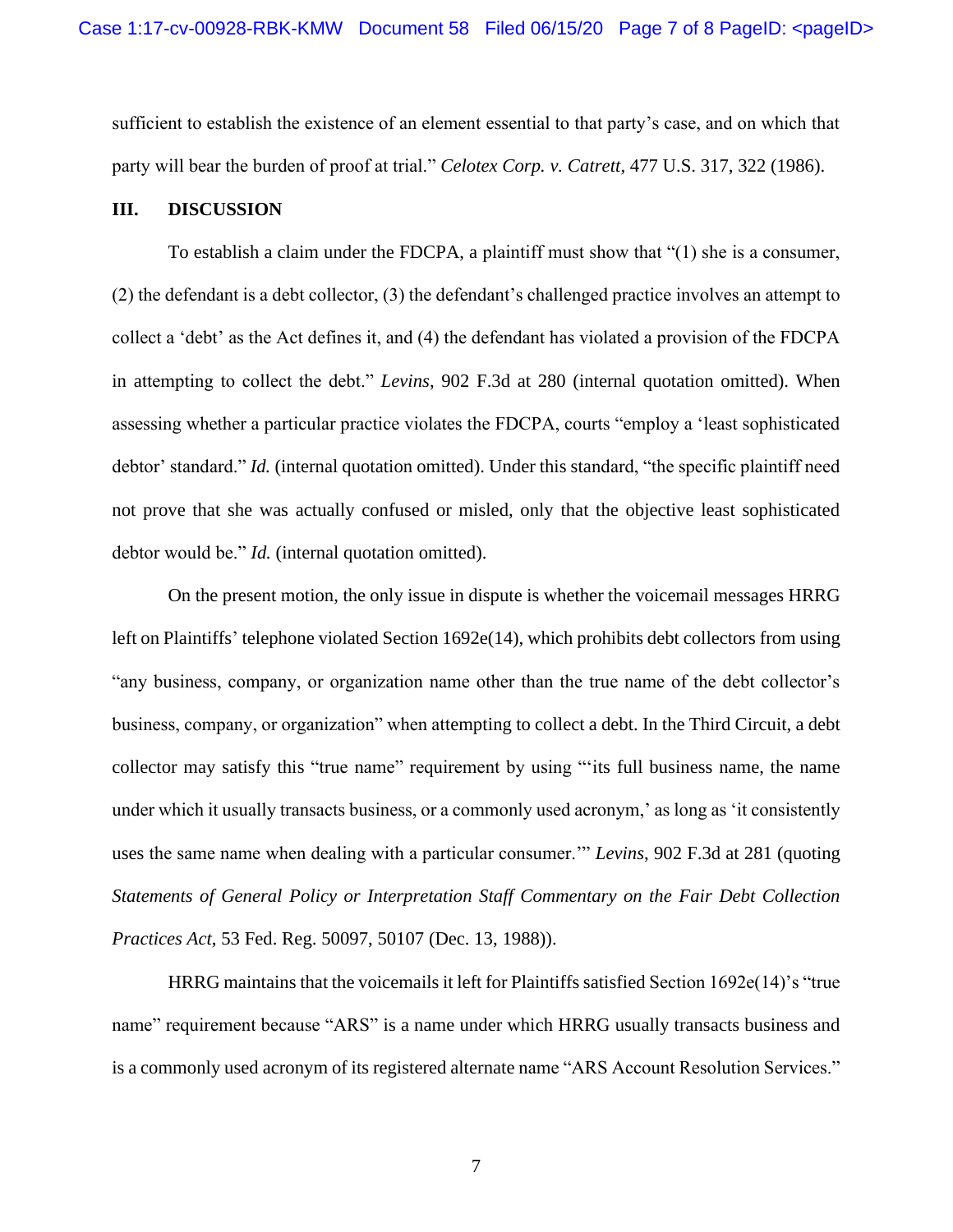sufficient to establish the existence of an element essential to that party's case, and on which that party will bear the burden of proof at trial." *Celotex Corp. v. Catrett*, 477 U.S. 317, 322 (1986).

## III. DISCUSSION

To establish a claim under the FDCPA, a plaintiff must show that "(1) she is a consumer, (2) the defendant is a debt collector, (3) the defendant's challenged practice involves an attempt to collect a 'debt' as the Act defines it, and (4) the defendant has violated a provision of the FDCPA in attempting to collect the debt." *Levins*, 902 F.3d at 280 (internal quotation omitted). When assessing whether a particular practice violates the FDCPA, courts "employ a 'least sophisticated debtor' standard." *Id.* (internal quotation omitted). Under this standard, "the specific plaintiff need not prove that she was actually confused or misled, only that the objective least sophisticated debtor would be." *Id.* (internal quotation omitted).

On the present motion, the only issue in dispute is whether the voicemail messages HRRG left on Plaintiffs' telephone violated Section 1692e(14), which prohibits debt collectors from using "any business, company, or organization name other than the true name of the debt collector's business, company, or organization" when attempting to collect a debt. In the Third Circuit, a debt collector may satisfy this "true name" requirement by using "'its full business name, the name under which it usually transacts business, or a commonly used acronym,' as long as 'it consistently uses the same name when dealing with a particular consumer.'" *Levins*, 902 F.3d at 281 (quoting *Statements of General Policy or Interpretation Staff Commentary on the Fair Debt Collection Practices Act*, 53 Fed. Reg. 50097, 50107 (Dec. 13, 1988)).

HRRG maintains that the voicemails it left for Plaintiffs satisfied Section 1692e(14)'s "true name" requirement because "ARS" is a name under which HRRG usually transacts business and is a commonly used acronym of its registered alternate name "ARS Account Resolution Services."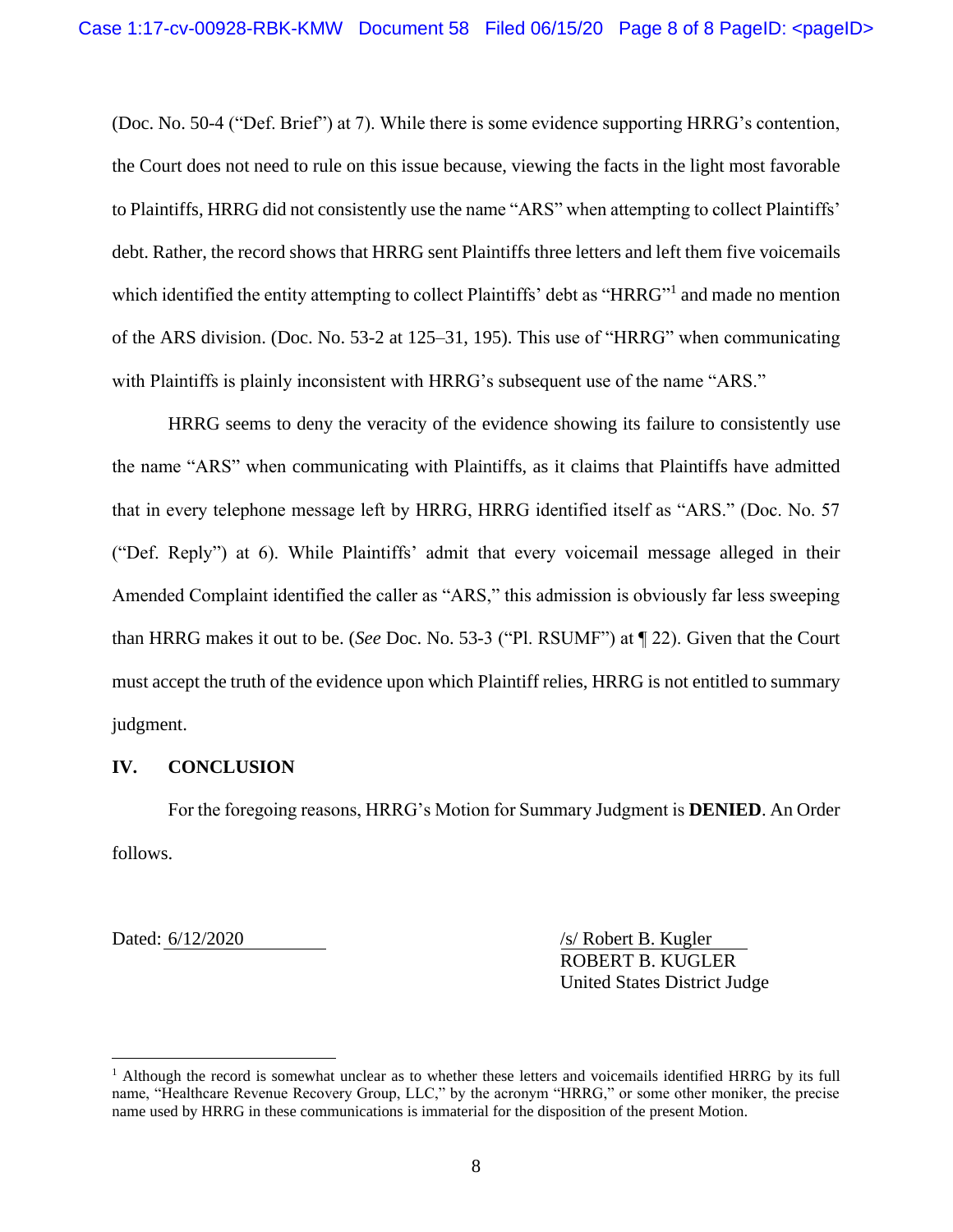(Doc. No. 50-4 ("Def. Brief") at 7). While there is some evidence supporting HRRG's contention, the Court does not need to rule on this issue because, viewing the facts in the light most favorable to Plaintiffs, HRRG did not consistently use the name "ARS" when attempting to collect Plaintiffs' debt. Rather, the record shows that HRRG sent Plaintiffs three letters and left them five voicemails which identified the entity attempting to collect Plaintiffs' debt as "HRRG"[1] and made no mention of the ARS division. (Doc. No. 53-2 at 125–31, 195). This use of "HRRG" when communicating with Plaintiffs is plainly inconsistent with HRRG's subsequent use of the name "ARS."

HRRG seems to deny the veracity of the evidence showing its failure to consistently use the name "ARS" when communicating with Plaintiffs, as it claims that Plaintiffs have admitted that in every telephone message left by HRRG, HRRG identified itself as "ARS." (Doc. No. 57 ("Def. Reply") at 6). While Plaintiffs' admit that every voicemail message alleged in their Amended Complaint identified the caller as "ARS," this admission is obviously far less sweeping than HRRG makes it out to be. (*See* Doc. No. 53-3 ("Pl. RSUMF") at ¶ 22). Given that the Court must accept the truth of the evidence upon which Plaintiff relies, HRRG is not entitled to summary judgment.

## IV. CONCLUSION

For the foregoing reasons, HRRG's Motion for Summary Judgment is **DENIED**. An Order follows.

Dated: 6/12/2020

/s/ Robert B. Kugler
ROBERT B. KUGLER
United States District Judge

---

[1] Although the record is somewhat unclear as to whether these letters and voicemails identified HRRG by its full name, "Healthcare Revenue Recovery Group, LLC," by the acronym "HRRG," or some other moniker, the precise name used by HRRG in these communications is immaterial for the disposition of the present Motion.